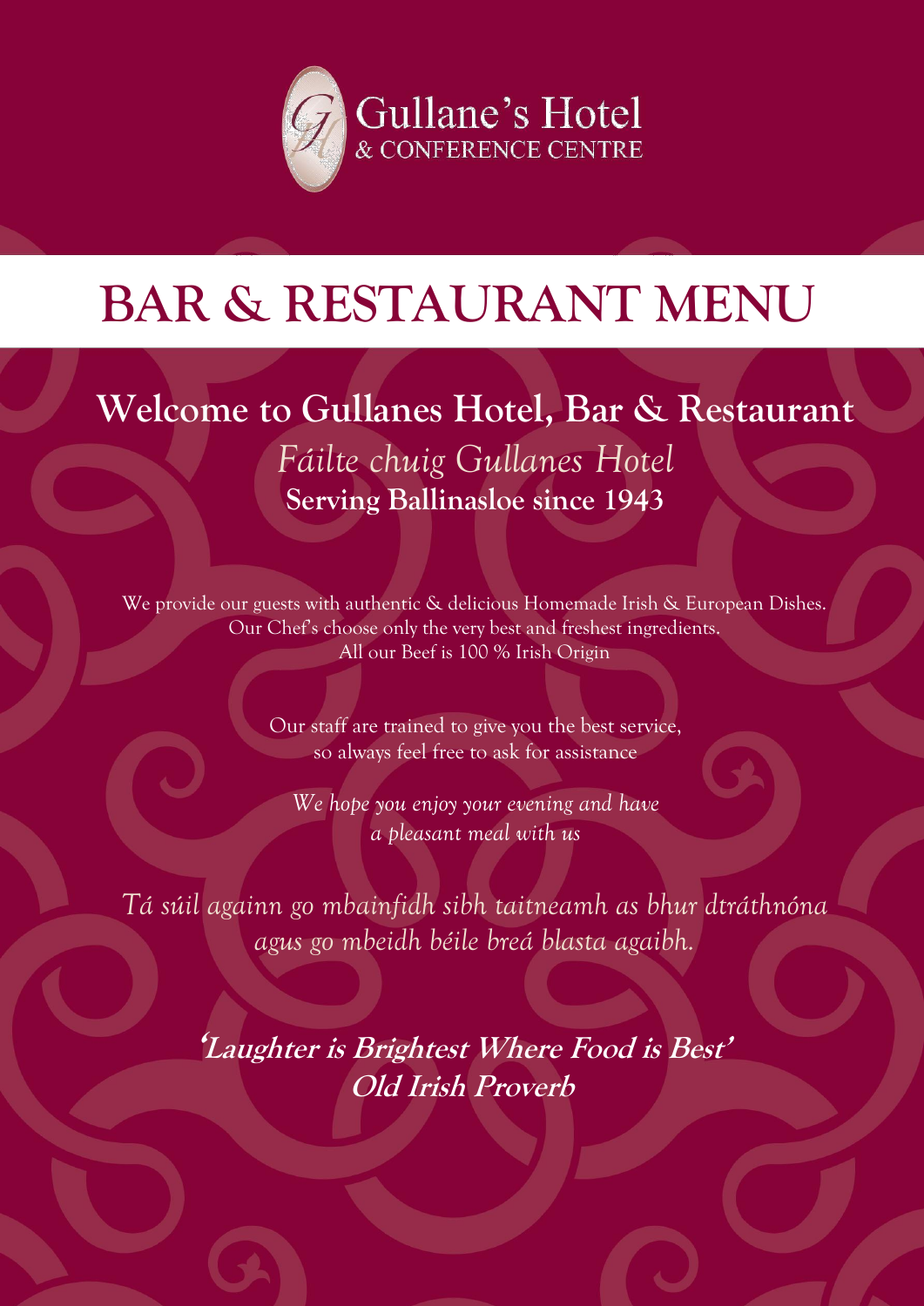Gullane's Hotel
& CONFERENCE CENTRE

# BAR & RESTAURANT MENU

## Welcome to Gullanes Hotel, Bar & Restaurant

*Fáilte chuig Gullanes Hotel*

**Serving Ballinasloe since 1943**

We provide our guests with authentic & delicious Homemade Irish & European Dishes.
Our Chef's choose only the very best and freshest ingredients.
All our Beef is 100 % Irish Origin

Our staff are trained to give you the best service,
so always feel free to ask for assistance

*We hope you enjoy your evening and have
a pleasant meal with us*

*Tá súil againn go mbainfidh sibh taitneamh as bhur dtráthnóna
agus go mbeidh béile breá blasta agaibh.*

***'Laughter is Brightest Where Food is Best'***
***Old Irish Proverb***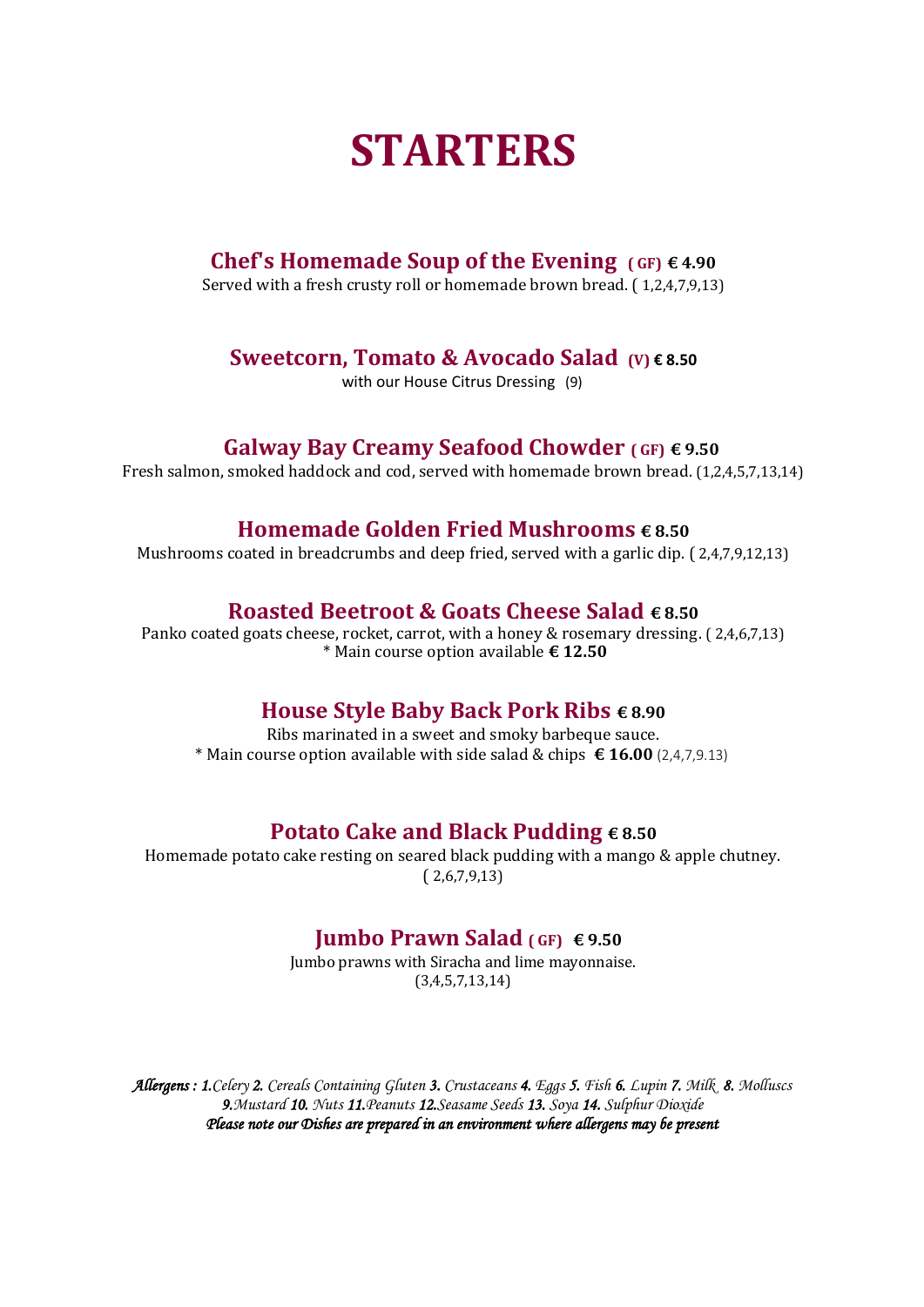# STARTERS

### Chef's Homemade Soup of the Evening ( GF) € 4.90

Served with a fresh crusty roll or homemade brown bread. ( 1,2,4,7,9,13)

### Sweetcorn, Tomato & Avocado Salad (V) € 8.50

with our House Citrus Dressing (9)

### Galway Bay Creamy Seafood Chowder ( GF) € 9.50

Fresh salmon, smoked haddock and cod, served with homemade brown bread. (1,2,4,5,7,13,14)

### Homemade Golden Fried Mushrooms € 8.50

Mushrooms coated in breadcrumbs and deep fried, served with a garlic dip. ( 2,4,7,9,12,13)

### Roasted Beetroot & Goats Cheese Salad € 8.50

Panko coated goats cheese, rocket, carrot, with a honey & rosemary dressing. ( 2,4,6,7,13)
* Main course option available **€ 12.50**

### House Style Baby Back Pork Ribs € 8.90

Ribs marinated in a sweet and smoky barbeque sauce.
* Main course option available with side salad & chips **€ 16.00** (2,4,7,9.13)

### Potato Cake and Black Pudding € 8.50

Homemade potato cake resting on seared black pudding with a mango & apple chutney.
( 2,6,7,9,13)

### Jumbo Prawn Salad ( GF) € 9.50

Jumbo prawns with Siracha and lime mayonnaise.
(3,4,5,7,13,14)

*Allergens : 1.Celery 2. Cereals Containing Gluten 3. Crustaceans 4. Eggs 5. Fish 6. Lupin 7. Milk 8. Molluscs 9.Mustard 10. Nuts 11.Peanuts 12.Seasame Seeds 13. Soya 14. Sulphur Dioxide*

*Please note our Dishes are prepared in an environment where allergens may be present*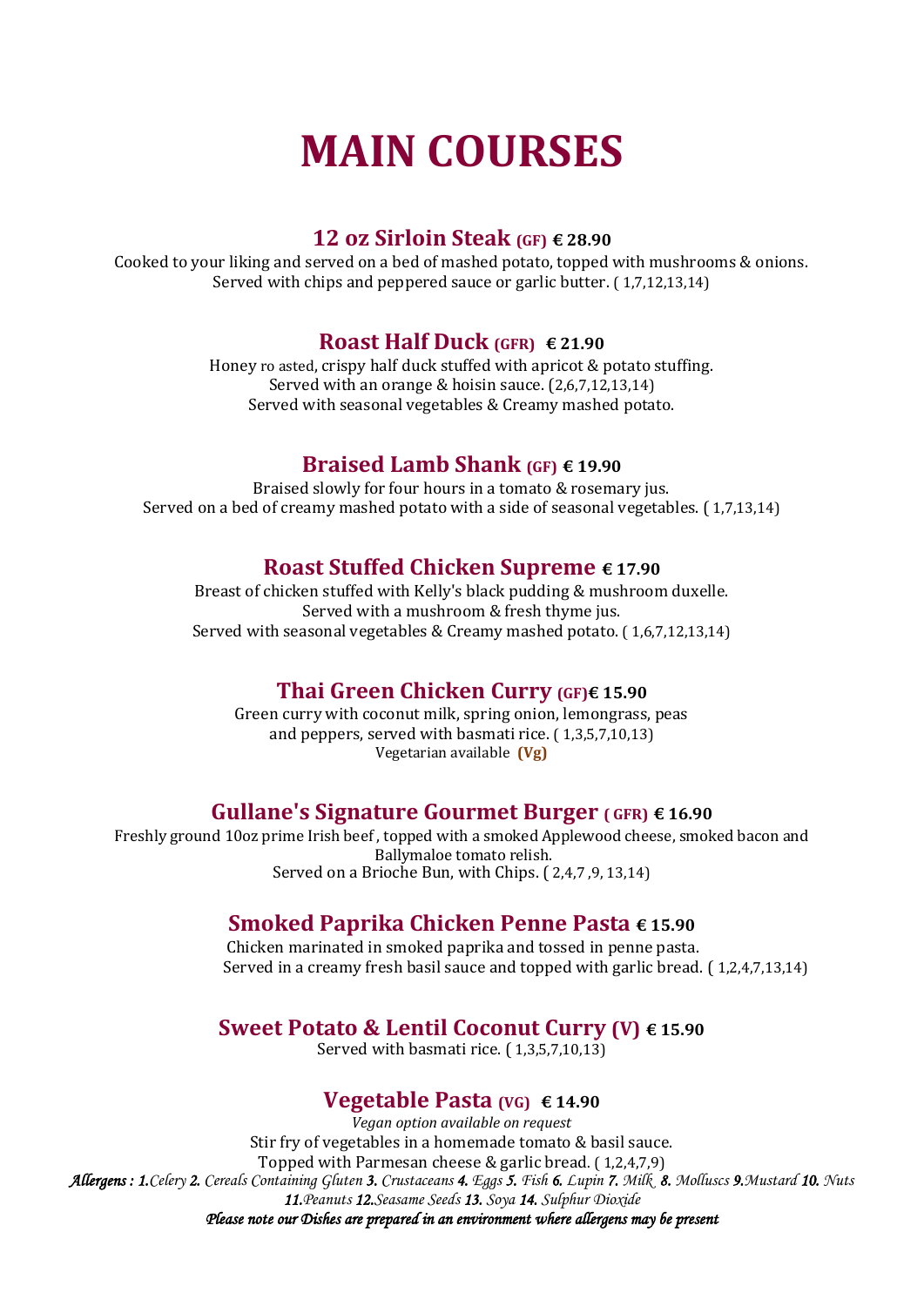# MAIN COURSES

## 12 oz Sirloin Steak (GF) € 28.90

Cooked to your liking and served on a bed of mashed potato, topped with mushrooms & onions.
Served with chips and peppered sauce or garlic butter. ( 1,7,12,13,14)

## Roast Half Duck (GFR) € 21.90

Honey ro asted, crispy half duck stuffed with apricot & potato stuffing.
Served with an orange & hoisin sauce. (2,6,7,12,13,14)
Served with seasonal vegetables & Creamy mashed potato.

## Braised Lamb Shank (GF) € 19.90

Braised slowly for four hours in a tomato & rosemary jus.
Served on a bed of creamy mashed potato with a side of seasonal vegetables. ( 1,7,13,14)

## Roast Stuffed Chicken Supreme € 17.90

Breast of chicken stuffed with Kelly's black pudding & mushroom duxelle.
Served with a mushroom & fresh thyme jus.
Served with seasonal vegetables & Creamy mashed potato. ( 1,6,7,12,13,14)

## Thai Green Chicken Curry (GF)€ 15.90

Green curry with coconut milk, spring onion, lemongrass, peas
and peppers, served with basmati rice. ( 1,3,5,7,10,13)
Vegetarian available **(Vg)**

## Gullane's Signature Gourmet Burger ( GFR) € 16.90

Freshly ground 10oz prime Irish beef , topped with a smoked Applewood cheese, smoked bacon and Ballymaloe tomato relish.
Served on a Brioche Bun, with Chips. ( 2,4,7 ,9, 13,14)

## Smoked Paprika Chicken Penne Pasta € 15.90

Chicken marinated in smoked paprika and tossed in penne pasta.
Served in a creamy fresh basil sauce and topped with garlic bread. ( 1,2,4,7,13,14)

## Sweet Potato & Lentil Coconut Curry (V) € 15.90

Served with basmati rice. ( 1,3,5,7,10,13)

## Vegetable Pasta (VG) € 14.90

*Vegan option available on request*
Stir fry of vegetables in a homemade tomato & basil sauce.
Topped with Parmesan cheese & garlic bread. ( 1,2,4,7,9)

***Allergens :*** ***1.****Celery* ***2.*** *Cereals Containing Gluten* ***3.*** *Crustaceans* ***4.*** *Eggs* ***5.*** *Fish* ***6.*** *Lupin* ***7.*** *Milk* ***8.*** *Molluscs* ***9.****Mustard* ***10.*** *Nuts* ***11.****Peanuts* ***12.****Seasame Seeds* ***13.*** *Soya* ***14.*** *Sulphur Dioxide*

***Please note our Dishes are prepared in an environment where allergens may be present***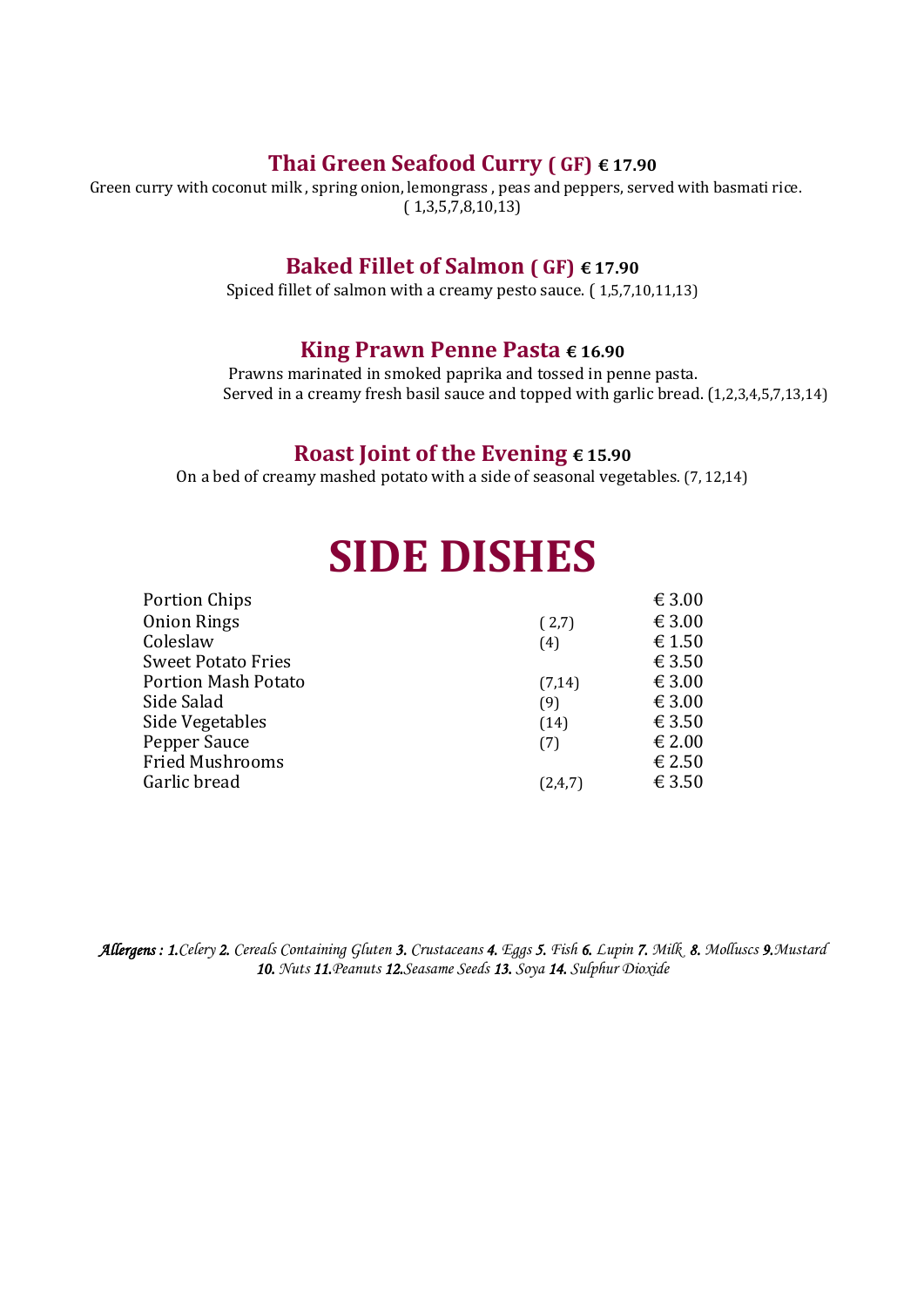### Thai Green Seafood Curry **( GF)** **€ 17.90**

Green curry with coconut milk , spring onion, lemongrass , peas and peppers, served with basmati rice. ( 1,3,5,7,8,10,13)

### Baked Fillet of Salmon **( GF)** **€ 17.90**

Spiced fillet of salmon with a creamy pesto sauce. ( 1,5,7,10,11,13)

### King Prawn Penne Pasta **€ 16.90**

Prawns marinated in smoked paprika and tossed in penne pasta.
Served in a creamy fresh basil sauce and topped with garlic bread. (1,2,3,4,5,7,13,14)

### Roast Joint of the Evening **€ 15.90**

On a bed of creamy mashed potato with a side of seasonal vegetables. (7, 12,14)

# SIDE DISHES

| | | |
|---|---|---|
| Portion Chips | | € 3.00 |
| Onion Rings | ( 2,7) | € 3.00 |
| Coleslaw | (4) | € 1.50 |
| Sweet Potato Fries | | € 3.50 |
| Portion Mash Potato | (7,14) | € 3.00 |
| Side Salad | (9) | € 3.00 |
| Side Vegetables | (14) | € 3.50 |
| Pepper Sauce | (7) | € 2.00 |
| Fried Mushrooms | | € 2.50 |
| Garlic bread | (2,4,7) | € 3.50 |

***Allergens :*** ***1.****Celery* ***2.*** *Cereals Containing Gluten* ***3.*** *Crustaceans* ***4.*** *Eggs* ***5.*** *Fish* ***6.*** *Lupin* ***7.*** *Milk* ***8.*** *Molluscs* ***9.****Mustard* ***10.*** *Nuts* ***11.****Peanuts* ***12.****Seasame Seeds* ***13.*** *Soya* ***14.*** *Sulphur Dioxide*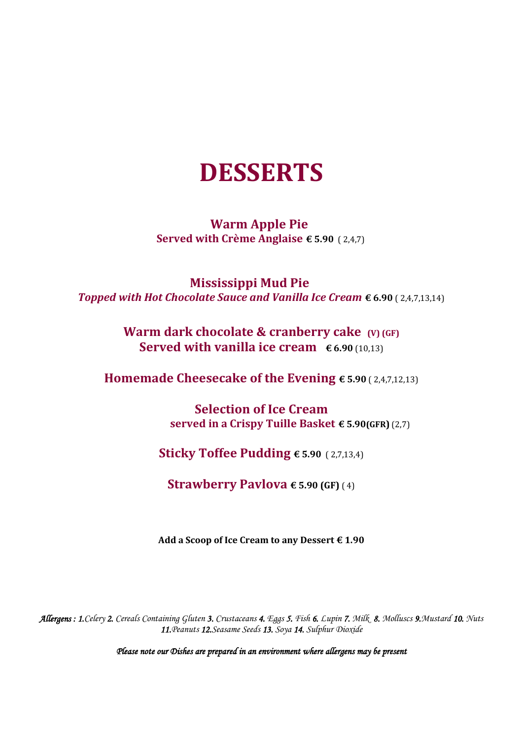# DESSERTS

**Warm Apple Pie**
**Served with Crème Anglaise € 5.90** ( 2,4,7)

**Mississippi Mud Pie**
***Topped with Hot Chocolate Sauce and Vanilla Ice Cream* € 6.90** ( 2,4,7,13,14)

**Warm dark chocolate & cranberry cake (V) (GF)**
**Served with vanilla ice cream € 6.90** (10,13)

**Homemade Cheesecake of the Evening € 5.90** ( 2,4,7,12,13)

**Selection of Ice Cream**
**served in a Crispy Tuille Basket € 5.90(GFR)** (2,7)

**Sticky Toffee Pudding € 5.90** ( 2,7,13,4)

**Strawberry Pavlova € 5.90 (GF)** ( 4)

**Add a Scoop of Ice Cream to any Dessert € 1.90**

*Allergens : 1.Celery 2. Cereals Containing Gluten 3. Crustaceans 4. Eggs 5. Fish 6. Lupin 7. Milk 8. Molluscs 9.Mustard 10. Nuts 11.Peanuts 12.Seasame Seeds 13. Soya 14. Sulphur Dioxide*

*Please note our Dishes are prepared in an environment where allergens may be present*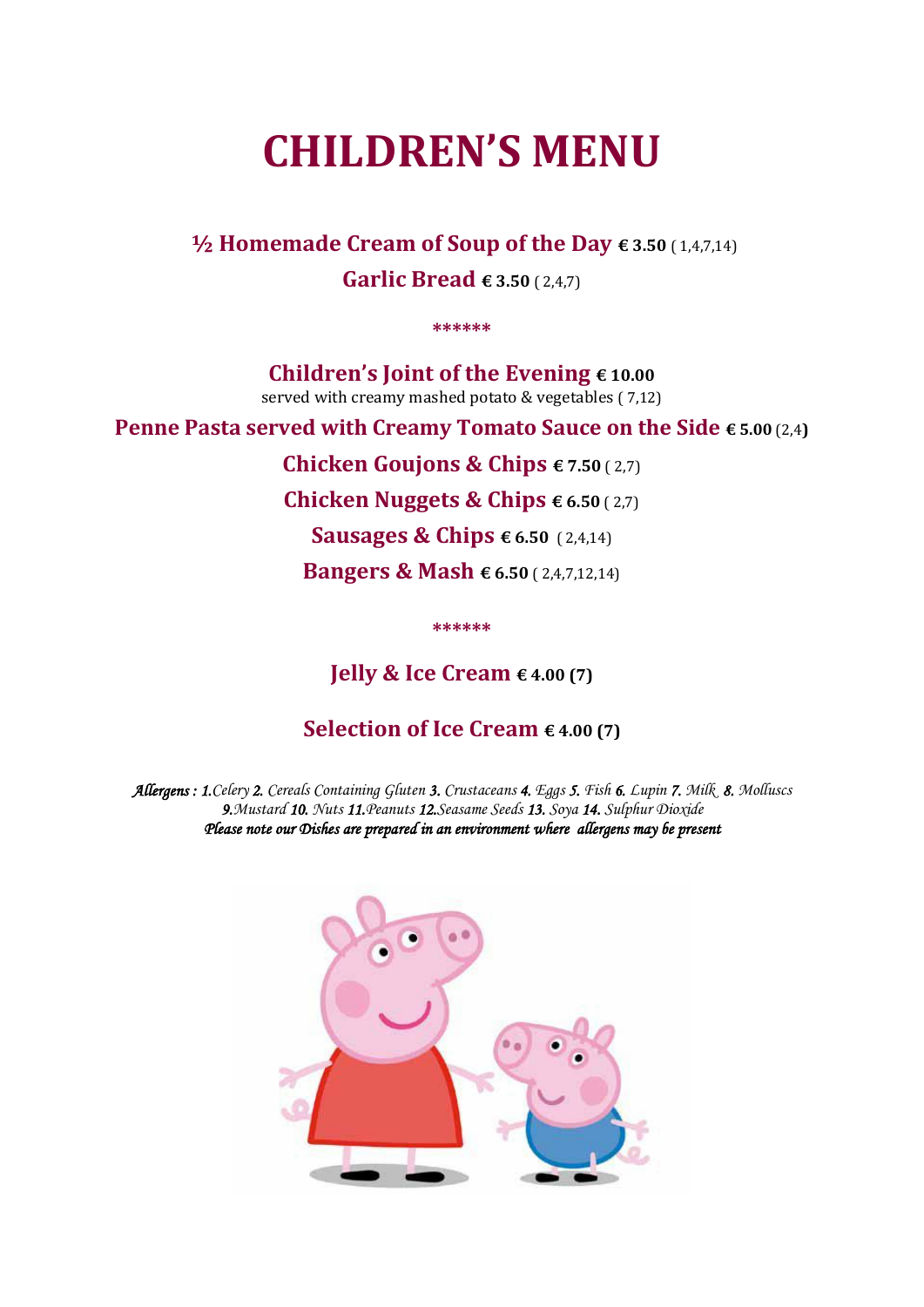# CHILDREN'S MENU

**½ Homemade Cream of Soup of the Day € 3.50** ( 1,4,7,14)

**Garlic Bread € 3.50** ( 2,4,7)

******

**Children's Joint of the Evening € 10.00**
served with creamy mashed potato & vegetables ( 7,12)

**Penne Pasta served with Creamy Tomato Sauce on the Side € 5.00** (2,4)

**Chicken Goujons & Chips € 7.50** ( 2,7)

**Chicken Nuggets & Chips € 6.50** ( 2,7)

**Sausages & Chips € 6.50** ( 2,4,14)

**Bangers & Mash € 6.50** ( 2,4,7,12,14)

******

**Jelly & Ice Cream € 4.00 (7)**

**Selection of Ice Cream € 4.00 (7)**

*Allergens : 1.Celery 2. Cereals Containing Gluten 3. Crustaceans 4. Eggs 5. Fish 6. Lupin 7. Milk 8. Molluscs 9.Mustard 10. Nuts 11.Peanuts 12.Seasame Seeds 13. Soya 14. Sulphur Dioxide*

*Please note our Dishes are prepared in an environment where allergens may be present*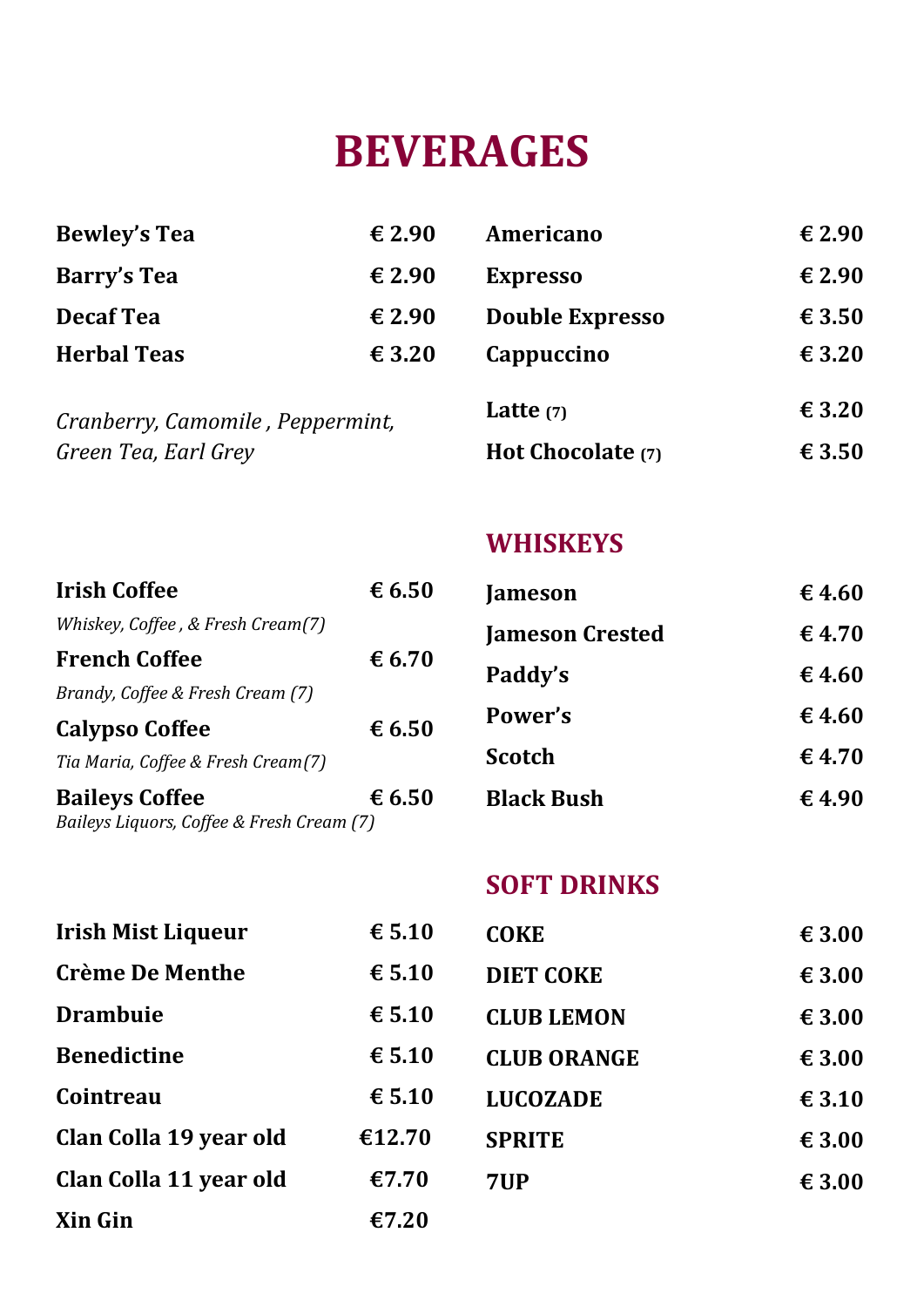# BEVERAGES

| | |
|---|---|
| **Bewley's Tea** | **€ 2.90** |
| **Barry's Tea** | **€ 2.90** |
| **Decaf Tea** | **€ 2.90** |
| **Herbal Teas** | **€ 3.20** |

*Cranberry, Camomile , Peppermint, Green Tea, Earl Grey*

| | |
|---|---|
| **Irish Coffee** *Whiskey, Coffee , & Fresh Cream(7)* | **€ 6.50** |
| **French Coffee** *Brandy, Coffee & Fresh Cream (7)* | **€ 6.70** |
| **Calypso Coffee** *Tia Maria, Coffee & Fresh Cream(7)* | **€ 6.50** |
| **Baileys Coffee** *Baileys Liquors, Coffee & Fresh Cream (7)* | **€ 6.50** |

| | |
|---|---|
| **Irish Mist Liqueur** | **€ 5.10** |
| **Crème De Menthe** | **€ 5.10** |
| **Drambuie** | **€ 5.10** |
| **Benedictine** | **€ 5.10** |
| **Cointreau** | **€ 5.10** |
| **Clan Colla 19 year old** | **€12.70** |
| **Clan Colla 11 year old** | **€7.70** |
| **Xin Gin** | **€7.20** |

| | |
|---|---|
| **Americano** | **€ 2.90** |
| **Expresso** | **€ 2.90** |
| **Double Expresso** | **€ 3.50** |
| **Cappuccino** | **€ 3.20** |
| **Latte (7)** | **€ 3.20** |
| **Hot Chocolate (7)** | **€ 3.50** |

## WHISKEYS

| | |
|---|---|
| **Jameson** | **€ 4.60** |
| **Jameson Crested** | **€ 4.70** |
| **Paddy's** | **€ 4.60** |
| **Power's** | **€ 4.60** |
| **Scotch** | **€ 4.70** |
| **Black Bush** | **€ 4.90** |

## SOFT DRINKS

| | |
|---|---|
| **COKE** | **€ 3.00** |
| **DIET COKE** | **€ 3.00** |
| **CLUB LEMON** | **€ 3.00** |
| **CLUB ORANGE** | **€ 3.00** |
| **LUCOZADE** | **€ 3.10** |
| **SPRITE** | **€ 3.00** |
| **7UP** | **€ 3.00** |